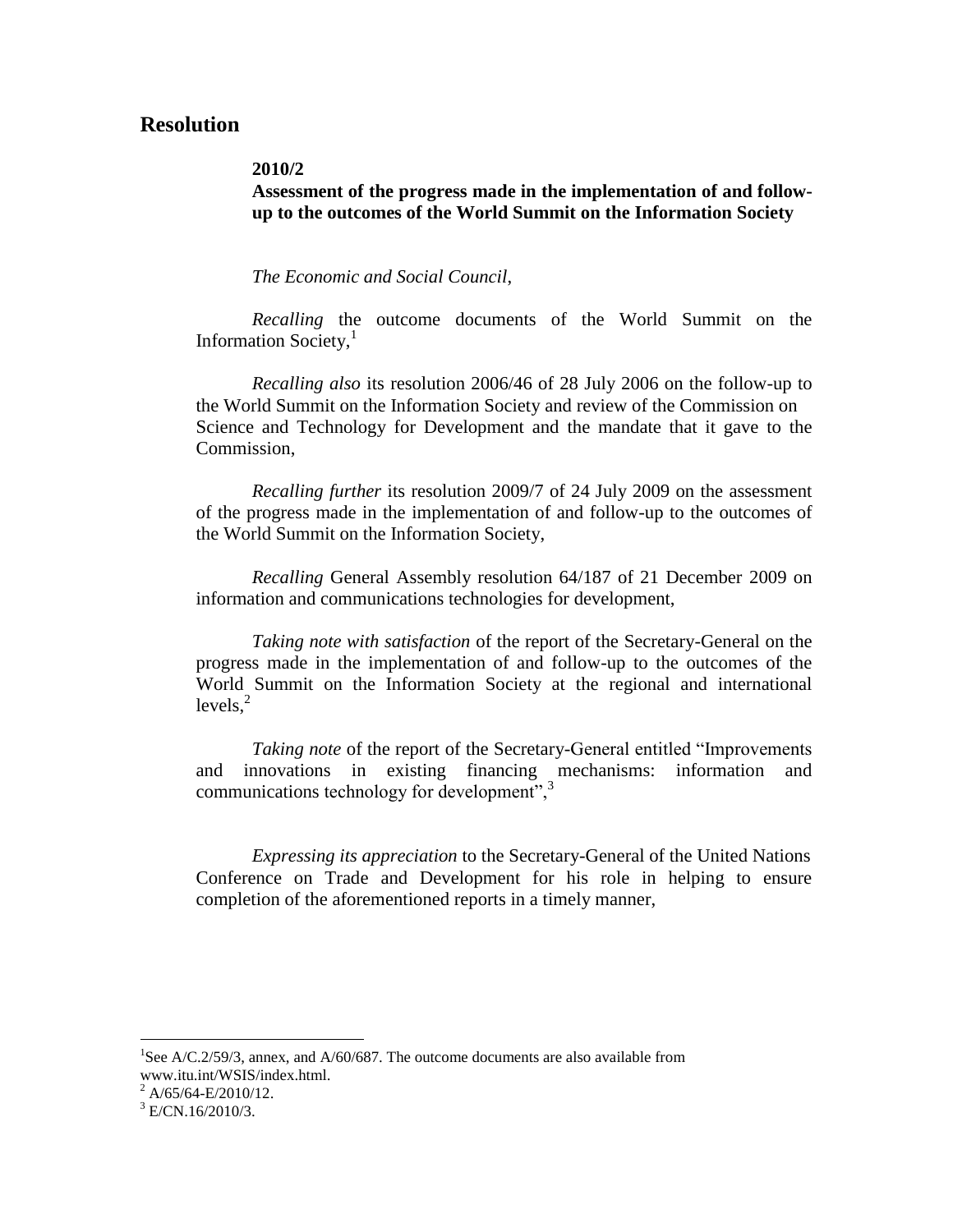## Resolution

**2010/2**

**Assessment of the progress made in the implementation of and follow-up to the outcomes of the World Summit on the Information Society**

*The Economic and Social Council*,

*Recalling* the outcome documents of the World Summit on the Information Society,[1]

*Recalling also* its resolution 2006/46 of 28 July 2006 on the follow-up to the World Summit on the Information Society and review of the Commission on Science and Technology for Development and the mandate that it gave to the Commission,

*Recalling further* its resolution 2009/7 of 24 July 2009 on the assessment of the progress made in the implementation of and follow-up to the outcomes of the World Summit on the Information Society,

*Recalling* General Assembly resolution 64/187 of 21 December 2009 on information and communications technologies for development,

*Taking note with satisfaction* of the report of the Secretary-General on the progress made in the implementation of and follow-up to the outcomes of the World Summit on the Information Society at the regional and international levels,[2]

*Taking note* of the report of the Secretary-General entitled "Improvements and innovations in existing financing mechanisms: information and communications technology for development",[3]

*Expressing its appreciation* to the Secretary-General of the United Nations Conference on Trade and Development for his role in helping to ensure completion of the aforementioned reports in a timely manner,

---

[1] See A/C.2/59/3, annex, and A/60/687. The outcome documents are also available from www.itu.int/WSIS/index.html.

[2] A/65/64-E/2010/12.

[3] E/CN.16/2010/3.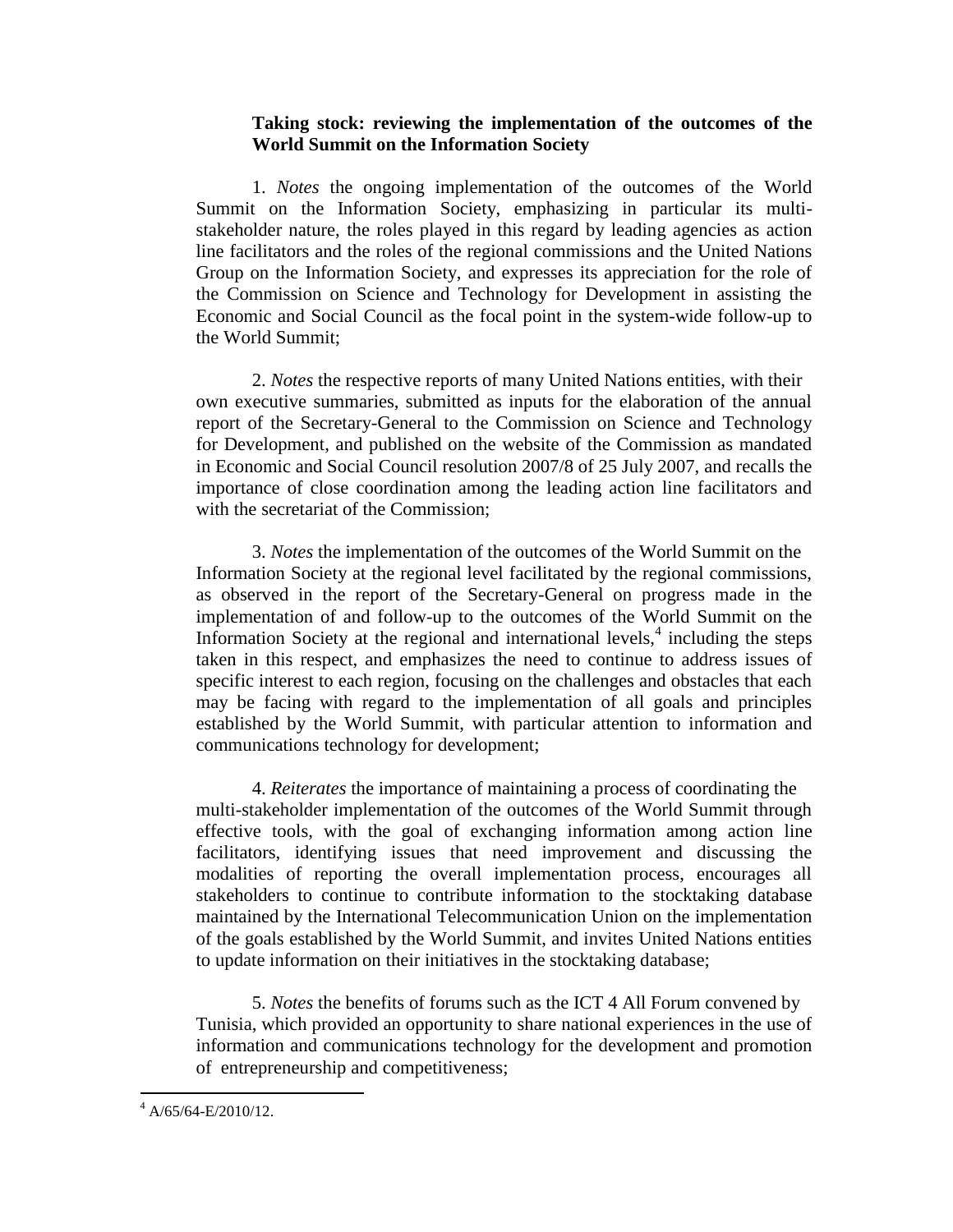**Taking stock: reviewing the implementation of the outcomes of the World Summit on the Information Society**

1. *Notes* the ongoing implementation of the outcomes of the World Summit on the Information Society, emphasizing in particular its multi-stakeholder nature, the roles played in this regard by leading agencies as action line facilitators and the roles of the regional commissions and the United Nations Group on the Information Society, and expresses its appreciation for the role of the Commission on Science and Technology for Development in assisting the Economic and Social Council as the focal point in the system-wide follow-up to the World Summit;

2. *Notes* the respective reports of many United Nations entities, with their own executive summaries, submitted as inputs for the elaboration of the annual report of the Secretary-General to the Commission on Science and Technology for Development, and published on the website of the Commission as mandated in Economic and Social Council resolution 2007/8 of 25 July 2007, and recalls the importance of close coordination among the leading action line facilitators and with the secretariat of the Commission;

3. *Notes* the implementation of the outcomes of the World Summit on the Information Society at the regional level facilitated by the regional commissions, as observed in the report of the Secretary-General on progress made in the implementation of and follow-up to the outcomes of the World Summit on the Information Society at the regional and international levels,[4] including the steps taken in this respect, and emphasizes the need to continue to address issues of specific interest to each region, focusing on the challenges and obstacles that each may be facing with regard to the implementation of all goals and principles established by the World Summit, with particular attention to information and communications technology for development;

4. *Reiterates* the importance of maintaining a process of coordinating the multi-stakeholder implementation of the outcomes of the World Summit through effective tools, with the goal of exchanging information among action line facilitators, identifying issues that need improvement and discussing the modalities of reporting the overall implementation process, encourages all stakeholders to continue to contribute information to the stocktaking database maintained by the International Telecommunication Union on the implementation of the goals established by the World Summit, and invites United Nations entities to update information on their initiatives in the stocktaking database;

5. *Notes* the benefits of forums such as the ICT 4 All Forum convened by Tunisia, which provided an opportunity to share national experiences in the use of information and communications technology for the development and promotion of entrepreneurship and competitiveness;

---

[4] A/65/64-E/2010/12.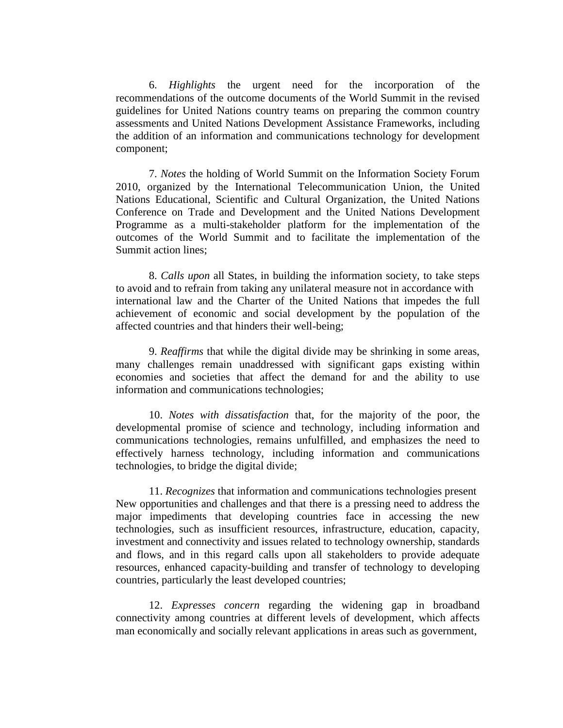6. *Highlights* the urgent need for the incorporation of the recommendations of the outcome documents of the World Summit in the revised guidelines for United Nations country teams on preparing the common country assessments and United Nations Development Assistance Frameworks, including the addition of an information and communications technology for development component;

7. *Notes* the holding of World Summit on the Information Society Forum 2010, organized by the International Telecommunication Union, the United Nations Educational, Scientific and Cultural Organization, the United Nations Conference on Trade and Development and the United Nations Development Programme as a multi-stakeholder platform for the implementation of the outcomes of the World Summit and to facilitate the implementation of the Summit action lines;

8. *Calls upon* all States, in building the information society, to take steps to avoid and to refrain from taking any unilateral measure not in accordance with international law and the Charter of the United Nations that impedes the full achievement of economic and social development by the population of the affected countries and that hinders their well-being;

9. *Reaffirms* that while the digital divide may be shrinking in some areas, many challenges remain unaddressed with significant gaps existing within economies and societies that affect the demand for and the ability to use information and communications technologies;

10. *Notes with dissatisfaction* that, for the majority of the poor, the developmental promise of science and technology, including information and communications technologies, remains unfulfilled, and emphasizes the need to effectively harness technology, including information and communications technologies, to bridge the digital divide;

11. *Recognizes* that information and communications technologies present New opportunities and challenges and that there is a pressing need to address the major impediments that developing countries face in accessing the new technologies, such as insufficient resources, infrastructure, education, capacity, investment and connectivity and issues related to technology ownership, standards and flows, and in this regard calls upon all stakeholders to provide adequate resources, enhanced capacity-building and transfer of technology to developing countries, particularly the least developed countries;

12. *Expresses concern* regarding the widening gap in broadband connectivity among countries at different levels of development, which affects man economically and socially relevant applications in areas such as government,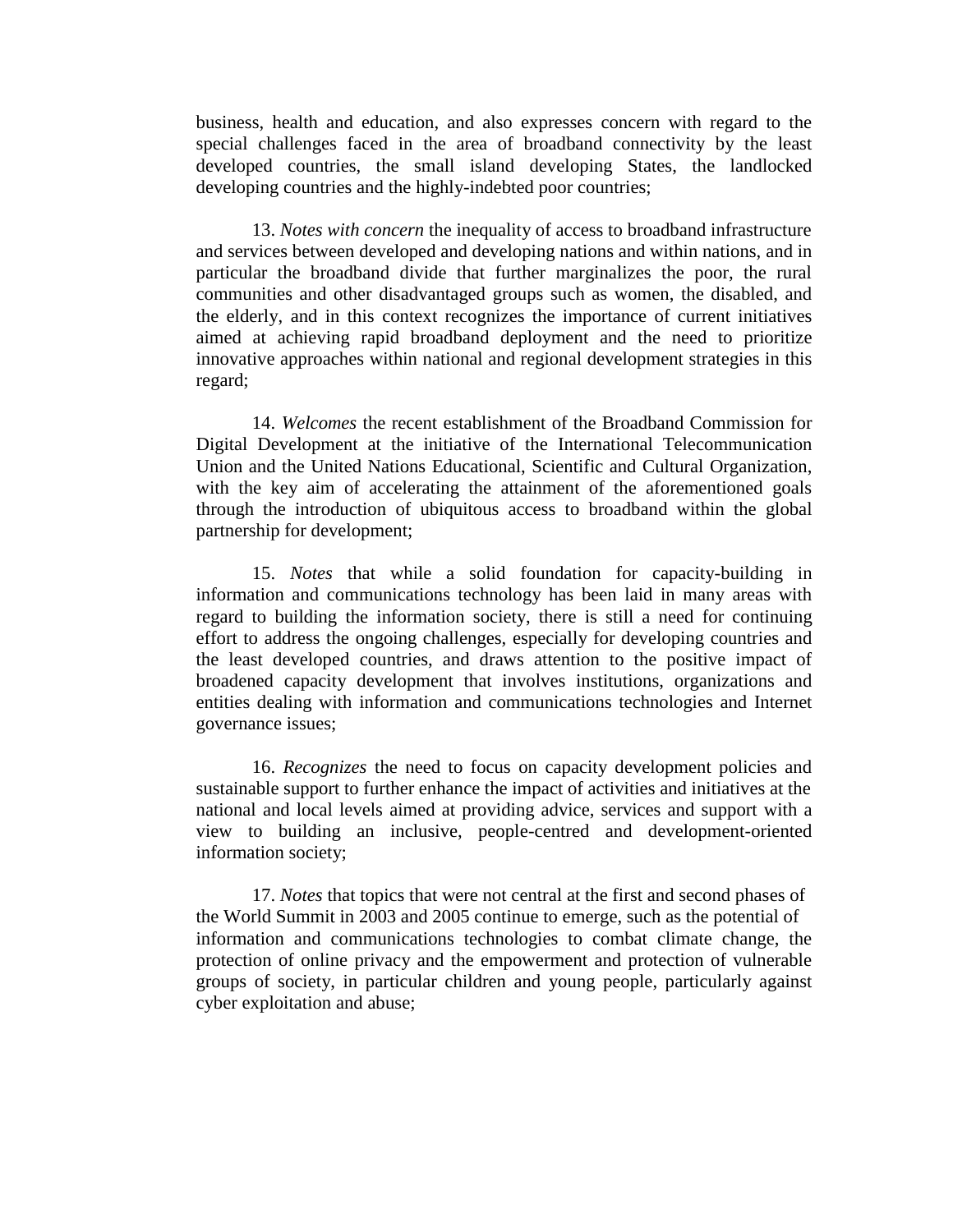business, health and education, and also expresses concern with regard to the special challenges faced in the area of broadband connectivity by the least developed countries, the small island developing States, the landlocked developing countries and the highly-indebted poor countries;

13. *Notes with concern* the inequality of access to broadband infrastructure and services between developed and developing nations and within nations, and in particular the broadband divide that further marginalizes the poor, the rural communities and other disadvantaged groups such as women, the disabled, and the elderly, and in this context recognizes the importance of current initiatives aimed at achieving rapid broadband deployment and the need to prioritize innovative approaches within national and regional development strategies in this regard;

14. *Welcomes* the recent establishment of the Broadband Commission for Digital Development at the initiative of the International Telecommunication Union and the United Nations Educational, Scientific and Cultural Organization, with the key aim of accelerating the attainment of the aforementioned goals through the introduction of ubiquitous access to broadband within the global partnership for development;

15. *Notes* that while a solid foundation for capacity-building in information and communications technology has been laid in many areas with regard to building the information society, there is still a need for continuing effort to address the ongoing challenges, especially for developing countries and the least developed countries, and draws attention to the positive impact of broadened capacity development that involves institutions, organizations and entities dealing with information and communications technologies and Internet governance issues;

16. *Recognizes* the need to focus on capacity development policies and sustainable support to further enhance the impact of activities and initiatives at the national and local levels aimed at providing advice, services and support with a view to building an inclusive, people-centred and development-oriented information society;

17. *Notes* that topics that were not central at the first and second phases of the World Summit in 2003 and 2005 continue to emerge, such as the potential of information and communications technologies to combat climate change, the protection of online privacy and the empowerment and protection of vulnerable groups of society, in particular children and young people, particularly against cyber exploitation and abuse;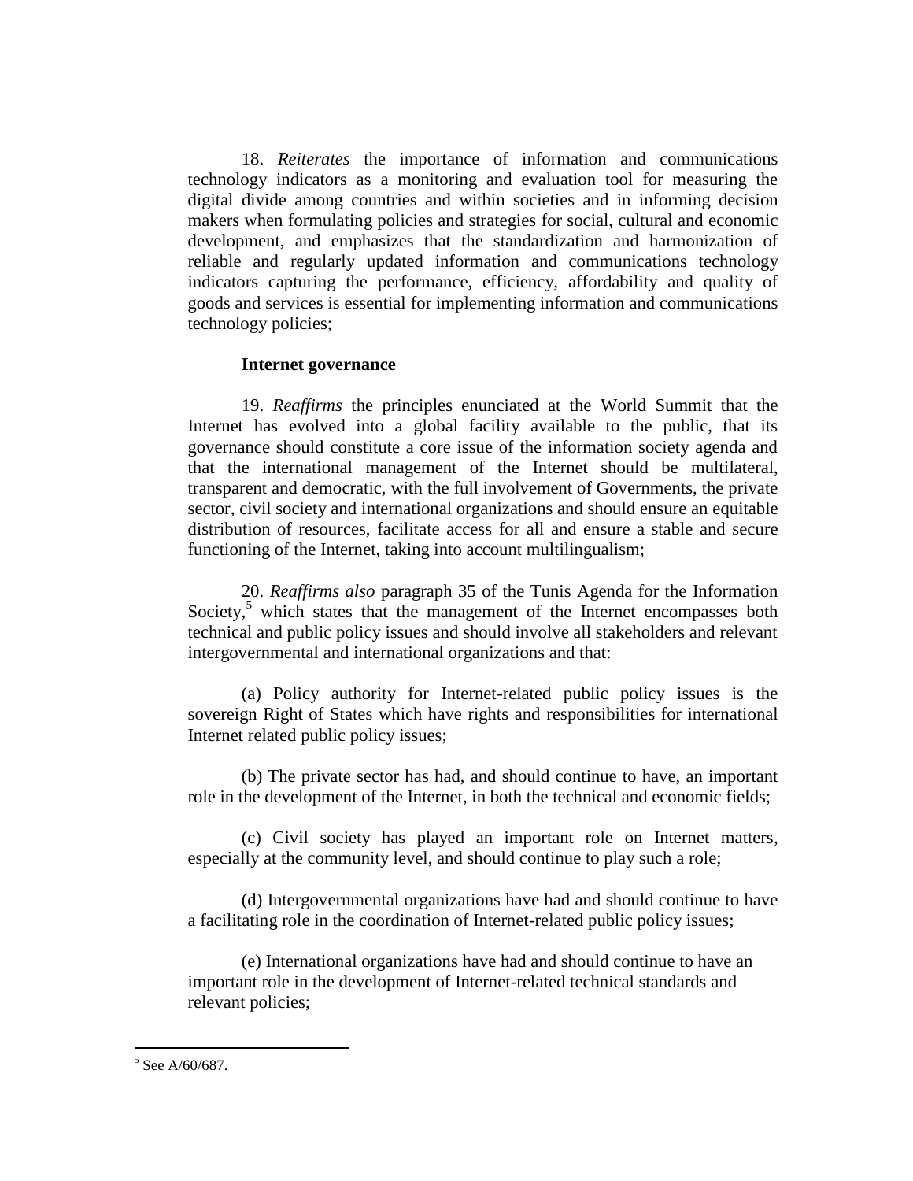18. *Reiterates* the importance of information and communications technology indicators as a monitoring and evaluation tool for measuring the digital divide among countries and within societies and in informing decision makers when formulating policies and strategies for social, cultural and economic development, and emphasizes that the standardization and harmonization of reliable and regularly updated information and communications technology indicators capturing the performance, efficiency, affordability and quality of goods and services is essential for implementing information and communications technology policies;

**Internet governance**

19. *Reaffirms* the principles enunciated at the World Summit that the Internet has evolved into a global facility available to the public, that its governance should constitute a core issue of the information society agenda and that the international management of the Internet should be multilateral, transparent and democratic, with the full involvement of Governments, the private sector, civil society and international organizations and should ensure an equitable distribution of resources, facilitate access for all and ensure a stable and secure functioning of the Internet, taking into account multilingualism;

20. *Reaffirms also* paragraph 35 of the Tunis Agenda for the Information Society,[5] which states that the management of the Internet encompasses both technical and public policy issues and should involve all stakeholders and relevant intergovernmental and international organizations and that:

(a) Policy authority for Internet-related public policy issues is the sovereign Right of States which have rights and responsibilities for international Internet related public policy issues;

(b) The private sector has had, and should continue to have, an important role in the development of the Internet, in both the technical and economic fields;

(c) Civil society has played an important role on Internet matters, especially at the community level, and should continue to play such a role;

(d) Intergovernmental organizations have had and should continue to have a facilitating role in the coordination of Internet-related public policy issues;

(e) International organizations have had and should continue to have an important role in the development of Internet-related technical standards and relevant policies;

---

[5] See A/60/687.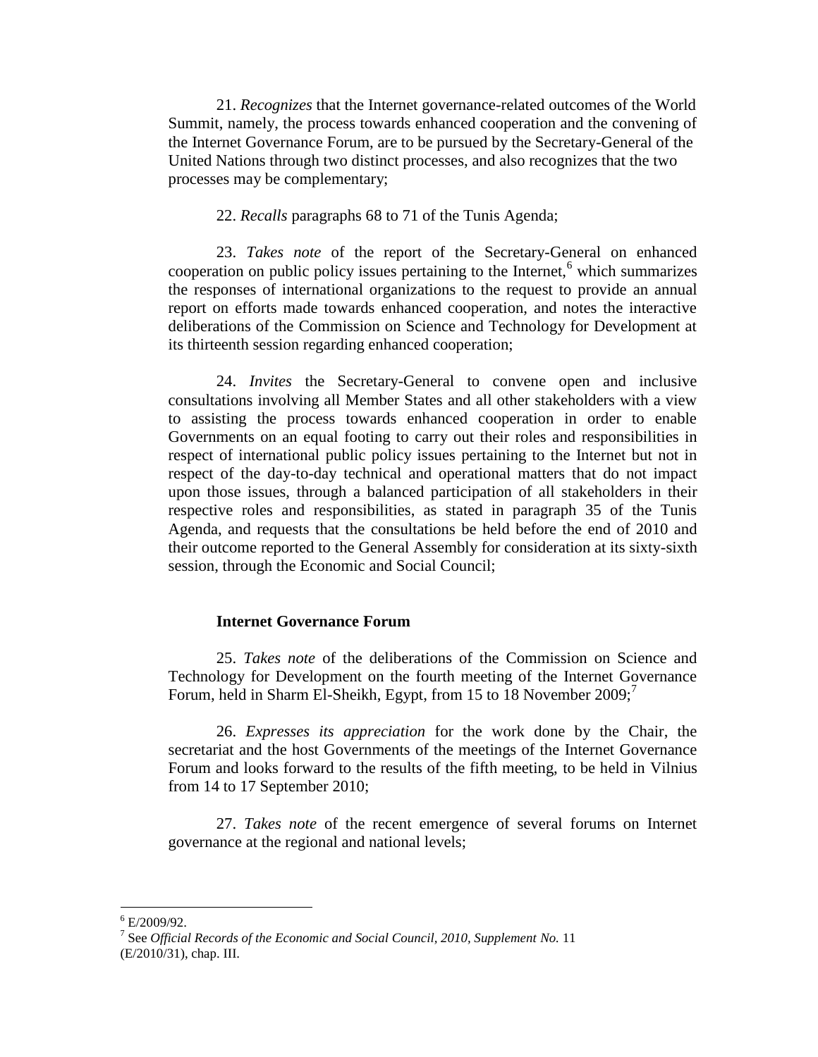21. *Recognizes* that the Internet governance-related outcomes of the World Summit, namely, the process towards enhanced cooperation and the convening of the Internet Governance Forum, are to be pursued by the Secretary-General of the United Nations through two distinct processes, and also recognizes that the two processes may be complementary;

22. *Recalls* paragraphs 68 to 71 of the Tunis Agenda;

23. *Takes note* of the report of the Secretary-General on enhanced cooperation on public policy issues pertaining to the Internet,[6] which summarizes the responses of international organizations to the request to provide an annual report on efforts made towards enhanced cooperation, and notes the interactive deliberations of the Commission on Science and Technology for Development at its thirteenth session regarding enhanced cooperation;

24. *Invites* the Secretary-General to convene open and inclusive consultations involving all Member States and all other stakeholders with a view to assisting the process towards enhanced cooperation in order to enable Governments on an equal footing to carry out their roles and responsibilities in respect of international public policy issues pertaining to the Internet but not in respect of the day-to-day technical and operational matters that do not impact upon those issues, through a balanced participation of all stakeholders in their respective roles and responsibilities, as stated in paragraph 35 of the Tunis Agenda, and requests that the consultations be held before the end of 2010 and their outcome reported to the General Assembly for consideration at its sixty-sixth session, through the Economic and Social Council;

**Internet Governance Forum**

25. *Takes note* of the deliberations of the Commission on Science and Technology for Development on the fourth meeting of the Internet Governance Forum, held in Sharm El-Sheikh, Egypt, from 15 to 18 November 2009;[7]

26. *Expresses its appreciation* for the work done by the Chair, the secretariat and the host Governments of the meetings of the Internet Governance Forum and looks forward to the results of the fifth meeting, to be held in Vilnius from 14 to 17 September 2010;

27. *Takes note* of the recent emergence of several forums on Internet governance at the regional and national levels;

---

[6] E/2009/92.

[7] See *Official Records of the Economic and Social Council, 2010, Supplement No.* 11 (E/2010/31), chap. III.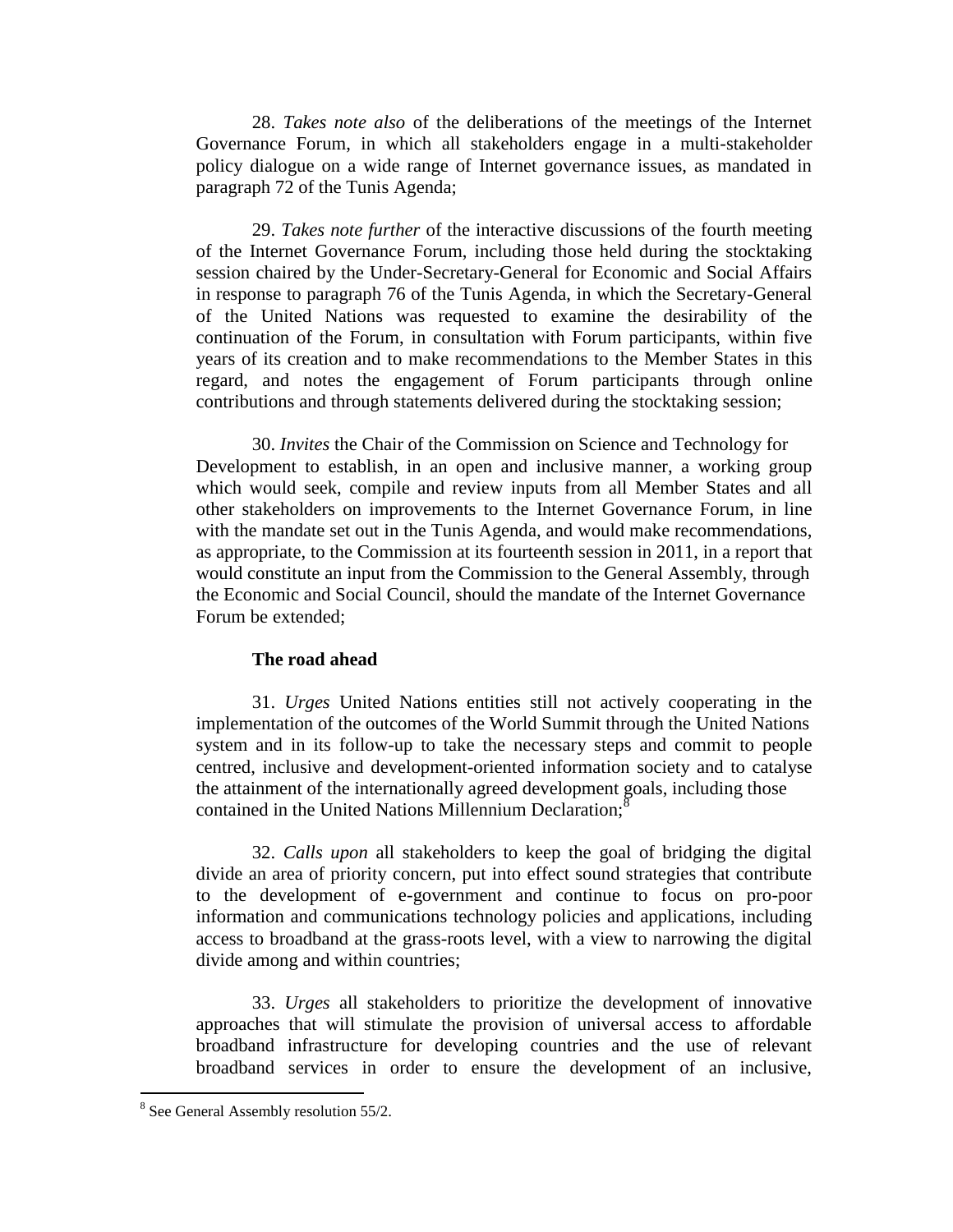28. *Takes note also* of the deliberations of the meetings of the Internet Governance Forum, in which all stakeholders engage in a multi-stakeholder policy dialogue on a wide range of Internet governance issues, as mandated in paragraph 72 of the Tunis Agenda;

29. *Takes note further* of the interactive discussions of the fourth meeting of the Internet Governance Forum, including those held during the stocktaking session chaired by the Under-Secretary-General for Economic and Social Affairs in response to paragraph 76 of the Tunis Agenda, in which the Secretary-General of the United Nations was requested to examine the desirability of the continuation of the Forum, in consultation with Forum participants, within five years of its creation and to make recommendations to the Member States in this regard, and notes the engagement of Forum participants through online contributions and through statements delivered during the stocktaking session;

30. *Invites* the Chair of the Commission on Science and Technology for Development to establish, in an open and inclusive manner, a working group which would seek, compile and review inputs from all Member States and all other stakeholders on improvements to the Internet Governance Forum, in line with the mandate set out in the Tunis Agenda, and would make recommendations, as appropriate, to the Commission at its fourteenth session in 2011, in a report that would constitute an input from the Commission to the General Assembly, through the Economic and Social Council, should the mandate of the Internet Governance Forum be extended;

**The road ahead**

31. *Urges* United Nations entities still not actively cooperating in the implementation of the outcomes of the World Summit through the United Nations system and in its follow-up to take the necessary steps and commit to people centred, inclusive and development-oriented information society and to catalyse the attainment of the internationally agreed development goals, including those contained in the United Nations Millennium Declaration;[8]

32. *Calls upon* all stakeholders to keep the goal of bridging the digital divide an area of priority concern, put into effect sound strategies that contribute to the development of e-government and continue to focus on pro-poor information and communications technology policies and applications, including access to broadband at the grass-roots level, with a view to narrowing the digital divide among and within countries;

33. *Urges* all stakeholders to prioritize the development of innovative approaches that will stimulate the provision of universal access to affordable broadband infrastructure for developing countries and the use of relevant broadband services in order to ensure the development of an inclusive,

[8] See General Assembly resolution 55/2.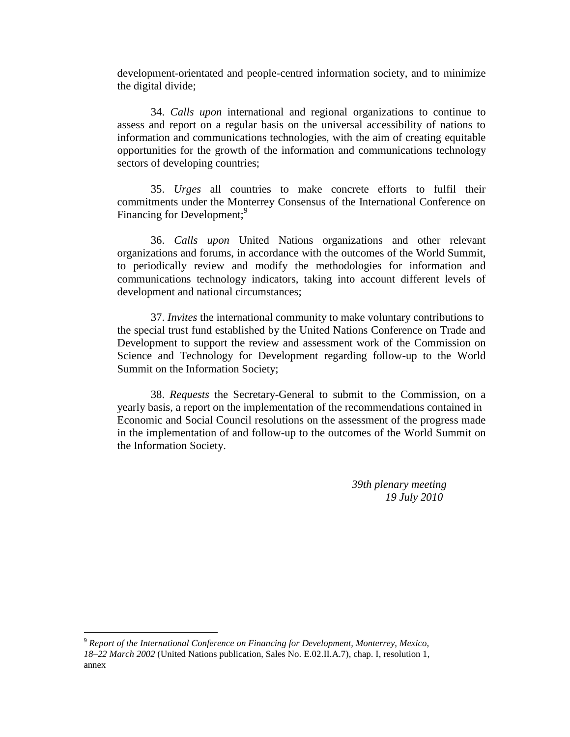development-orientated and people-centred information society, and to minimize the digital divide;

34. *Calls upon* international and regional organizations to continue to assess and report on a regular basis on the universal accessibility of nations to information and communications technologies, with the aim of creating equitable opportunities for the growth of the information and communications technology sectors of developing countries;

35. *Urges* all countries to make concrete efforts to fulfil their commitments under the Monterrey Consensus of the International Conference on Financing for Development;[9]

36. *Calls upon* United Nations organizations and other relevant organizations and forums, in accordance with the outcomes of the World Summit, to periodically review and modify the methodologies for information and communications technology indicators, taking into account different levels of development and national circumstances;

37. *Invites* the international community to make voluntary contributions to the special trust fund established by the United Nations Conference on Trade and Development to support the review and assessment work of the Commission on Science and Technology for Development regarding follow-up to the World Summit on the Information Society;

38. *Requests* the Secretary-General to submit to the Commission, on a yearly basis, a report on the implementation of the recommendations contained in Economic and Social Council resolutions on the assessment of the progress made in the implementation of and follow-up to the outcomes of the World Summit on the Information Society.

*39th plenary meeting*
*19 July 2010*

---

[9] *Report of the International Conference on Financing for Development, Monterrey, Mexico, 18–22 March 2002* (United Nations publication, Sales No. E.02.II.A.7), chap. I, resolution 1, annex